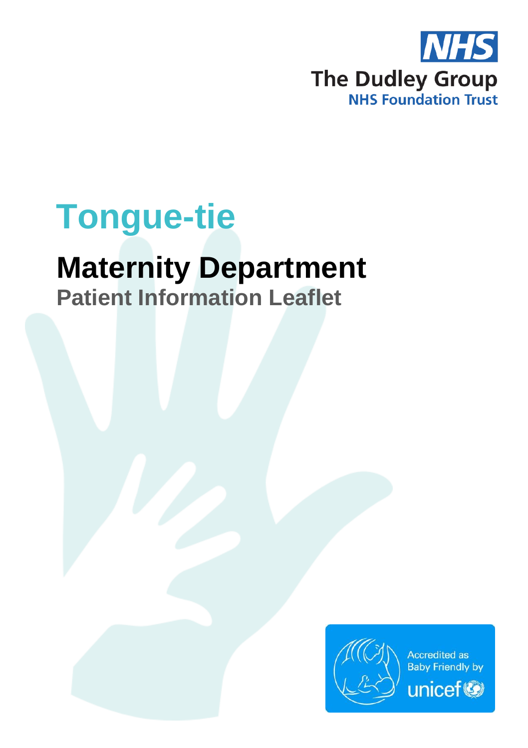The Dudley Group
NHS Foundation Trust

# Tongue-tie

## Maternity Department

### Patient Information Leaflet

Accredited as Baby Friendly by unicef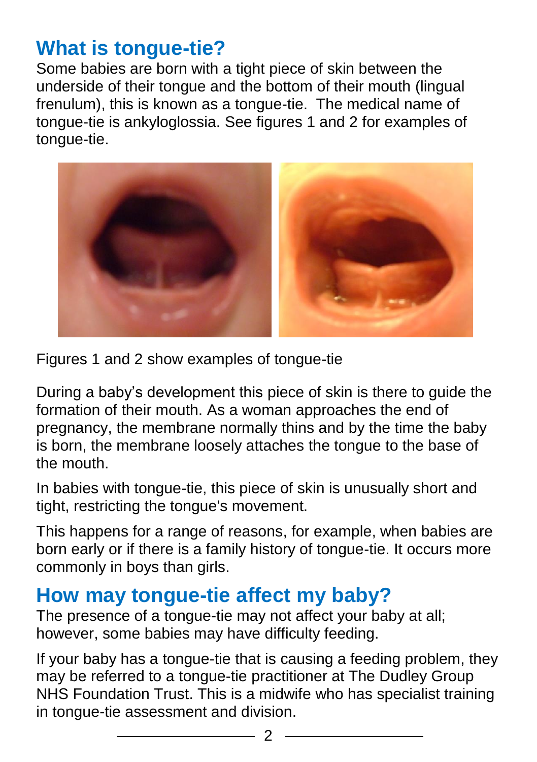## What is tongue-tie?

Some babies are born with a tight piece of skin between the underside of their tongue and the bottom of their mouth (lingual frenulum), this is known as a tongue-tie. The medical name of tongue-tie is ankyloglossia. See figures 1 and 2 for examples of tongue-tie.

Figures 1 and 2 show examples of tongue-tie

During a baby's development this piece of skin is there to guide the formation of their mouth. As a woman approaches the end of pregnancy, the membrane normally thins and by the time the baby is born, the membrane loosely attaches the tongue to the base of the mouth.

In babies with tongue-tie, this piece of skin is unusually short and tight, restricting the tongue's movement.

This happens for a range of reasons, for example, when babies are born early or if there is a family history of tongue-tie. It occurs more commonly in boys than girls.

## How may tongue-tie affect my baby?

The presence of a tongue-tie may not affect your baby at all; however, some babies may have difficulty feeding.

If your baby has a tongue-tie that is causing a feeding problem, they may be referred to a tongue-tie practitioner at The Dudley Group NHS Foundation Trust. This is a midwife who has specialist training in tongue-tie assessment and division.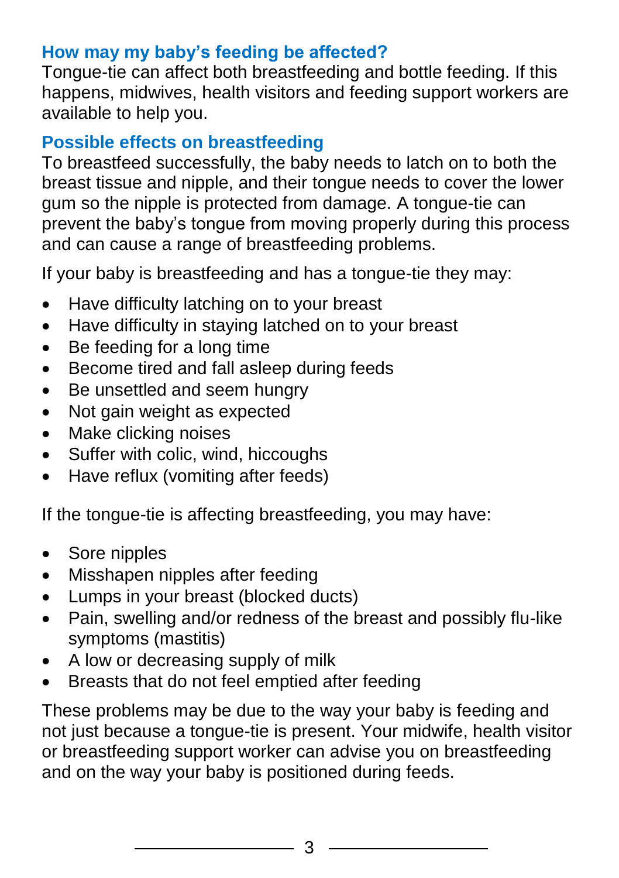## How may my baby's feeding be affected?

Tongue-tie can affect both breastfeeding and bottle feeding. If this happens, midwives, health visitors and feeding support workers are available to help you.

## Possible effects on breastfeeding

To breastfeed successfully, the baby needs to latch on to both the breast tissue and nipple, and their tongue needs to cover the lower gum so the nipple is protected from damage. A tongue-tie can prevent the baby's tongue from moving properly during this process and can cause a range of breastfeeding problems.

If your baby is breastfeeding and has a tongue-tie they may:

- Have difficulty latching on to your breast
- Have difficulty in staying latched on to your breast
- Be feeding for a long time
- Become tired and fall asleep during feeds
- Be unsettled and seem hungry
- Not gain weight as expected
- Make clicking noises
- Suffer with colic, wind, hiccoughs
- Have reflux (vomiting after feeds)

If the tongue-tie is affecting breastfeeding, you may have:

- Sore nipples
- Misshapen nipples after feeding
- Lumps in your breast (blocked ducts)
- Pain, swelling and/or redness of the breast and possibly flu-like symptoms (mastitis)
- A low or decreasing supply of milk
- Breasts that do not feel emptied after feeding

These problems may be due to the way your baby is feeding and not just because a tongue-tie is present. Your midwife, health visitor or breastfeeding support worker can advise you on breastfeeding and on the way your baby is positioned during feeds.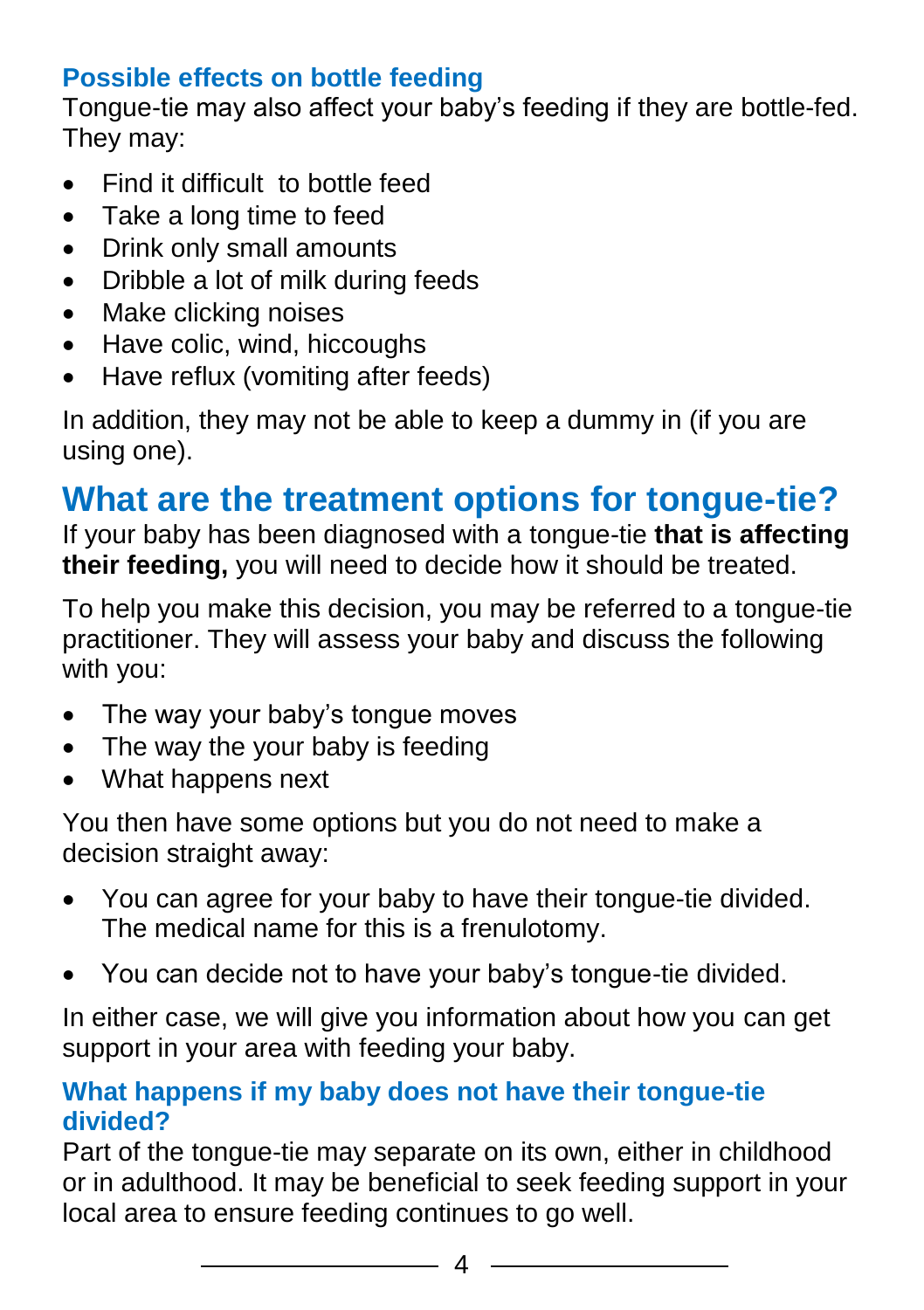### Possible effects on bottle feeding

Tongue-tie may also affect your baby's feeding if they are bottle-fed. They may:

- Find it difficult  to bottle feed
- Take a long time to feed
- Drink only small amounts
- Dribble a lot of milk during feeds
- Make clicking noises
- Have colic, wind, hiccoughs
- Have reflux (vomiting after feeds)

In addition, they may not be able to keep a dummy in (if you are using one).

## What are the treatment options for tongue-tie?

If your baby has been diagnosed with a tongue-tie **that is affecting their feeding,** you will need to decide how it should be treated.

To help you make this decision, you may be referred to a tongue-tie practitioner. They will assess your baby and discuss the following with you:

- The way your baby's tongue moves
- The way the your baby is feeding
- What happens next

You then have some options but you do not need to make a decision straight away:

- You can agree for your baby to have their tongue-tie divided. The medical name for this is a frenulotomy.
- You can decide not to have your baby's tongue-tie divided.

In either case, we will give you information about how you can get support in your area with feeding your baby.

### What happens if my baby does not have their tongue-tie divided?

Part of the tongue-tie may separate on its own, either in childhood or in adulthood. It may be beneficial to seek feeding support in your local area to ensure feeding continues to go well.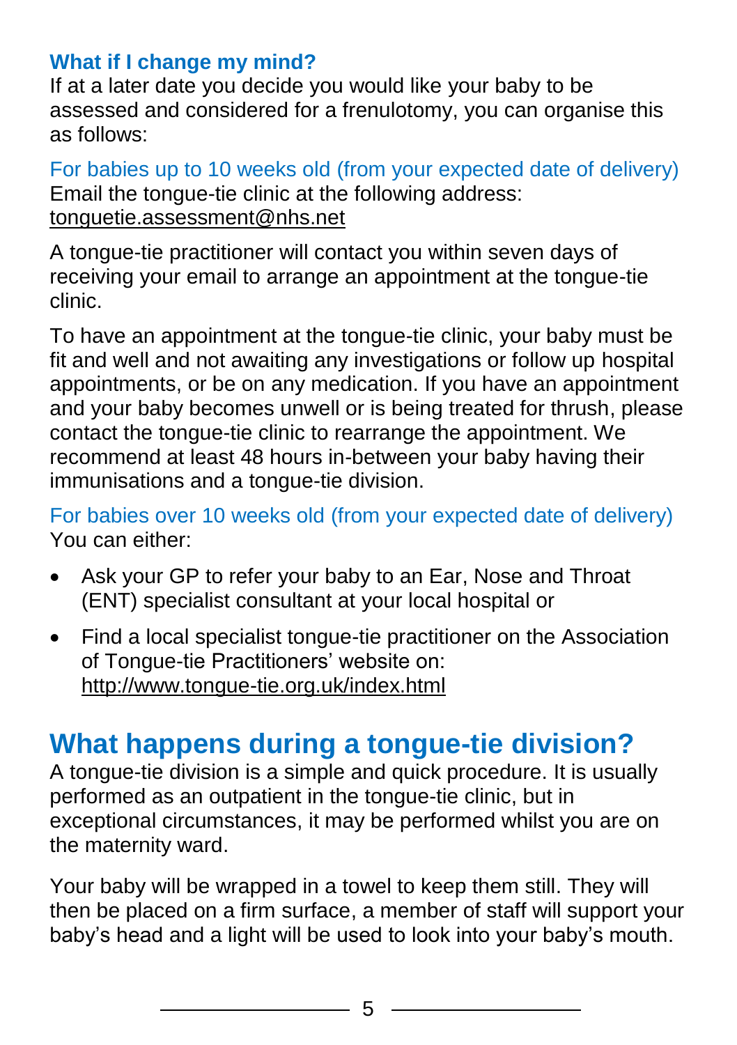### What if I change my mind?

If at a later date you decide you would like your baby to be assessed and considered for a frenulotomy, you can organise this as follows:

#### For babies up to 10 weeks old (from your expected date of delivery)

Email the tongue-tie clinic at the following address: tonguetie.assessment@nhs.net

A tongue-tie practitioner will contact you within seven days of receiving your email to arrange an appointment at the tongue-tie clinic.

To have an appointment at the tongue-tie clinic, your baby must be fit and well and not awaiting any investigations or follow up hospital appointments, or be on any medication. If you have an appointment and your baby becomes unwell or is being treated for thrush, please contact the tongue-tie clinic to rearrange the appointment. We recommend at least 48 hours in-between your baby having their immunisations and a tongue-tie division.

#### For babies over 10 weeks old (from your expected date of delivery)

You can either:

- Ask your GP to refer your baby to an Ear, Nose and Throat (ENT) specialist consultant at your local hospital or
- Find a local specialist tongue-tie practitioner on the Association of Tongue-tie Practitioners' website on: http://www.tongue-tie.org.uk/index.html

## What happens during a tongue-tie division?

A tongue-tie division is a simple and quick procedure. It is usually performed as an outpatient in the tongue-tie clinic, but in exceptional circumstances, it may be performed whilst you are on the maternity ward.

Your baby will be wrapped in a towel to keep them still. They will then be placed on a firm surface, a member of staff will support your baby's head and a light will be used to look into your baby's mouth.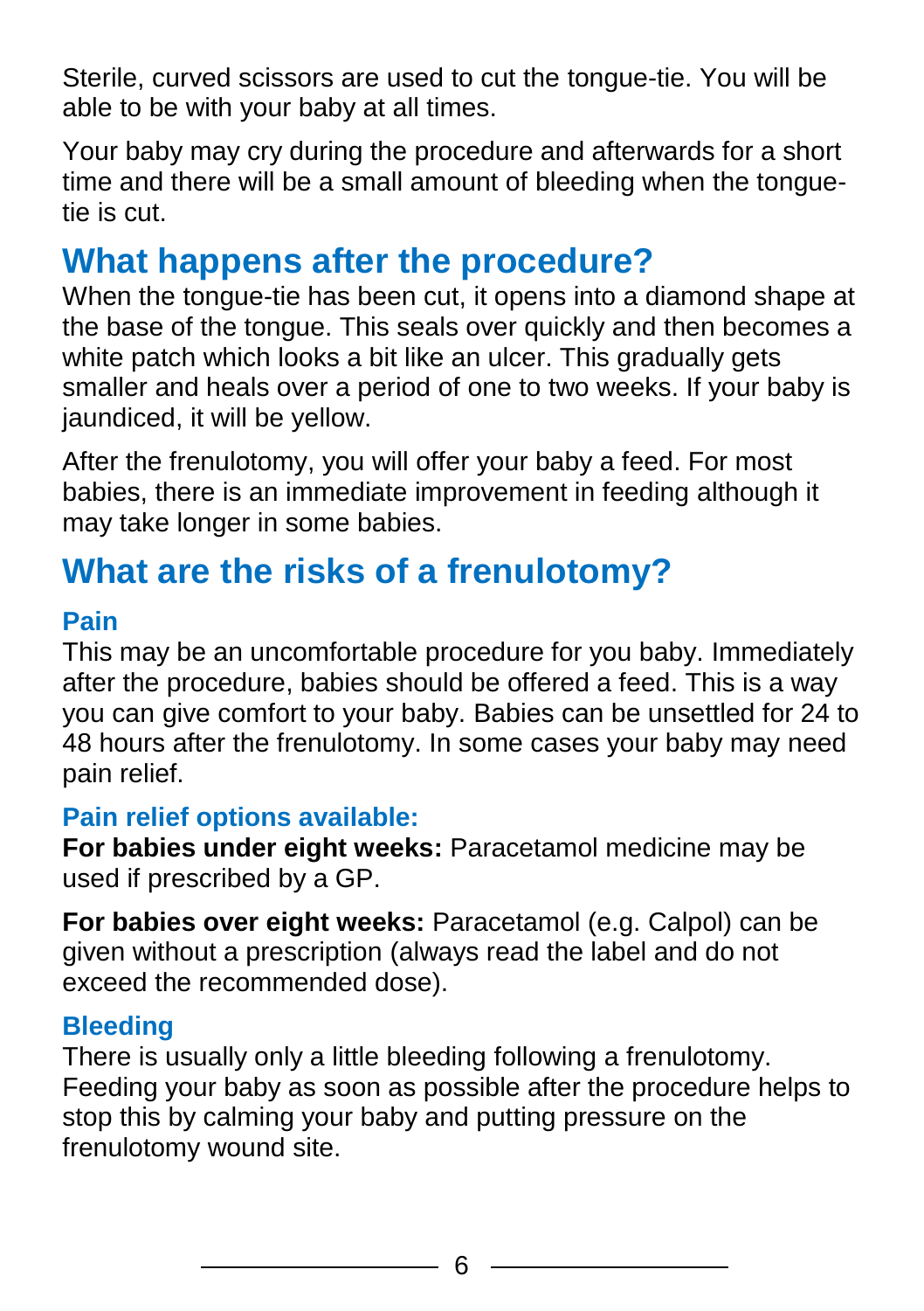Sterile, curved scissors are used to cut the tongue-tie. You will be able to be with your baby at all times.

Your baby may cry during the procedure and afterwards for a short time and there will be a small amount of bleeding when the tongue-tie is cut.

## What happens after the procedure?

When the tongue-tie has been cut, it opens into a diamond shape at the base of the tongue. This seals over quickly and then becomes a white patch which looks a bit like an ulcer. This gradually gets smaller and heals over a period of one to two weeks. If your baby is jaundiced, it will be yellow.

After the frenulotomy, you will offer your baby a feed. For most babies, there is an immediate improvement in feeding although it may take longer in some babies.

## What are the risks of a frenulotomy?

### Pain

This may be an uncomfortable procedure for you baby. Immediately after the procedure, babies should be offered a feed. This is a way you can give comfort to your baby. Babies can be unsettled for 24 to 48 hours after the frenulotomy. In some cases your baby may need pain relief.

### Pain relief options available:

**For babies under eight weeks:** Paracetamol medicine may be used if prescribed by a GP.

**For babies over eight weeks:** Paracetamol (e.g. Calpol) can be given without a prescription (always read the label and do not exceed the recommended dose).

### Bleeding

There is usually only a little bleeding following a frenulotomy. Feeding your baby as soon as possible after the procedure helps to stop this by calming your baby and putting pressure on the frenulotomy wound site.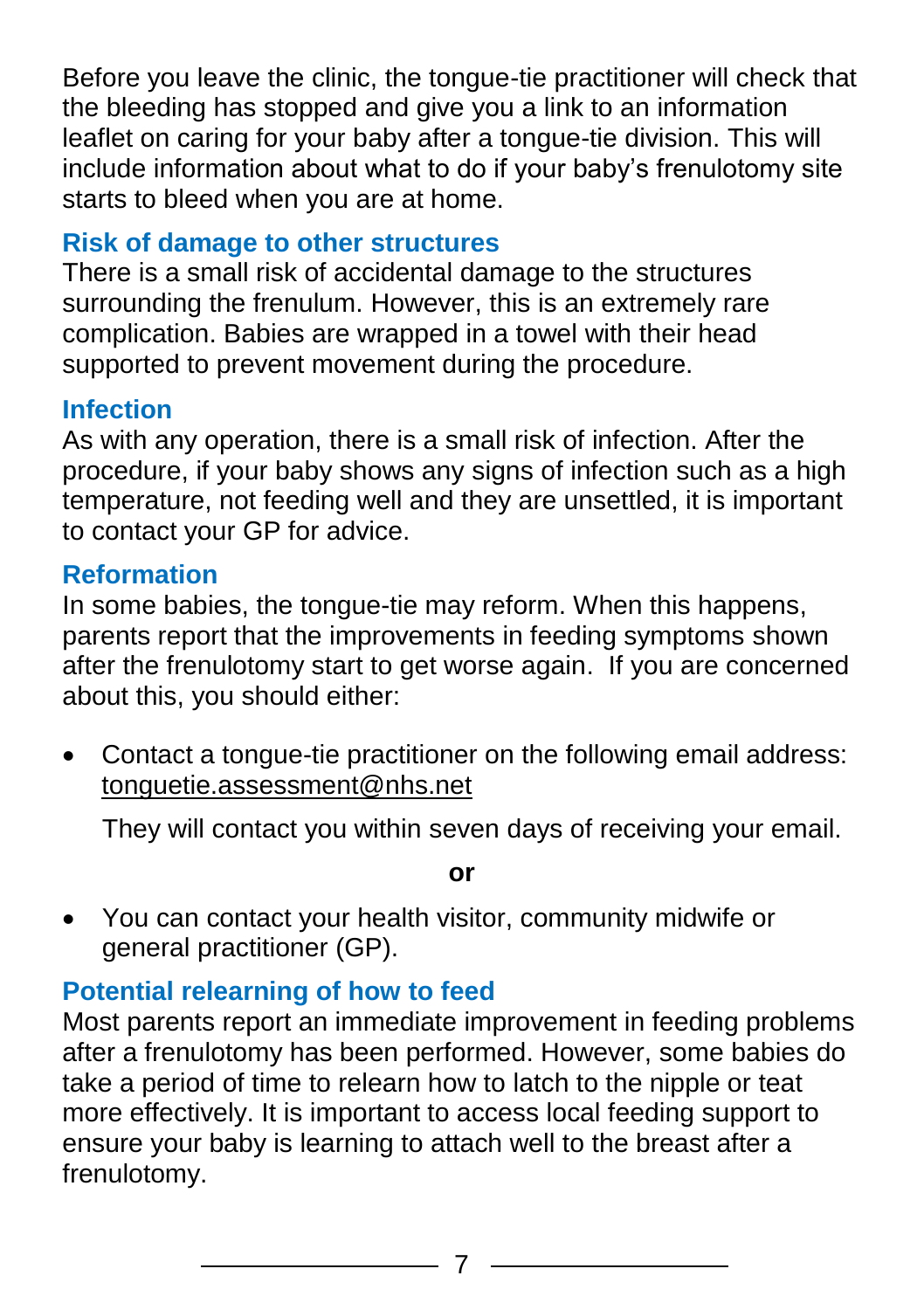Before you leave the clinic, the tongue-tie practitioner will check that the bleeding has stopped and give you a link to an information leaflet on caring for your baby after a tongue-tie division. This will include information about what to do if your baby's frenulotomy site starts to bleed when you are at home.

## Risk of damage to other structures

There is a small risk of accidental damage to the structures surrounding the frenulum. However, this is an extremely rare complication. Babies are wrapped in a towel with their head supported to prevent movement during the procedure.

## Infection

As with any operation, there is a small risk of infection. After the procedure, if your baby shows any signs of infection such as a high temperature, not feeding well and they are unsettled, it is important to contact your GP for advice.

## Reformation

In some babies, the tongue-tie may reform. When this happens, parents report that the improvements in feeding symptoms shown after the frenulotomy start to get worse again. If you are concerned about this, you should either:

- Contact a tongue-tie practitioner on the following email address: tonguetie.assessment@nhs.net

  They will contact you within seven days of receiving your email.

**or**

- You can contact your health visitor, community midwife or general practitioner (GP).

## Potential relearning of how to feed

Most parents report an immediate improvement in feeding problems after a frenulotomy has been performed. However, some babies do take a period of time to relearn how to latch to the nipple or teat more effectively. It is important to access local feeding support to ensure your baby is learning to attach well to the breast after a frenulotomy.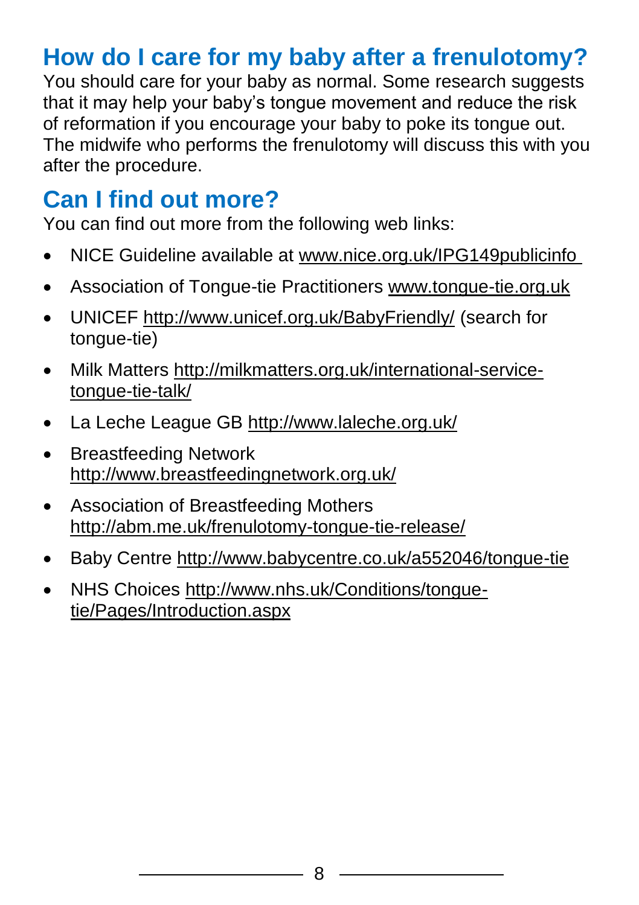## How do I care for my baby after a frenulotomy?

You should care for your baby as normal. Some research suggests that it may help your baby's tongue movement and reduce the risk of reformation if you encourage your baby to poke its tongue out. The midwife who performs the frenulotomy will discuss this with you after the procedure.

## Can I find out more?

You can find out more from the following web links:

- NICE Guideline available at www.nice.org.uk/IPG149publicinfo
- Association of Tongue-tie Practitioners www.tongue-tie.org.uk
- UNICEF http://www.unicef.org.uk/BabyFriendly/ (search for tongue-tie)
- Milk Matters http://milkmatters.org.uk/international-service-tongue-tie-talk/
- La Leche League GB http://www.laleche.org.uk/
- Breastfeeding Network http://www.breastfeedingnetwork.org.uk/
- Association of Breastfeeding Mothers http://abm.me.uk/frenulotomy-tongue-tie-release/
- Baby Centre http://www.babycentre.co.uk/a552046/tongue-tie
- NHS Choices http://www.nhs.uk/Conditions/tongue-tie/Pages/Introduction.aspx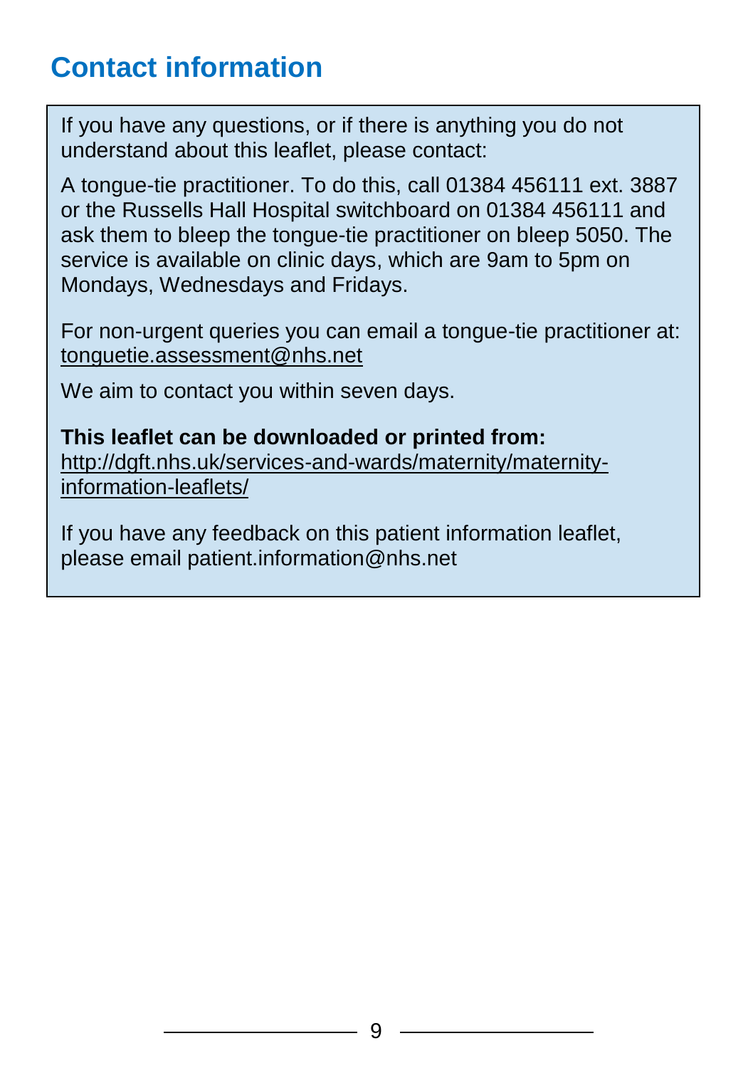## Contact information

If you have any questions, or if there is anything you do not understand about this leaflet, please contact:

A tongue-tie practitioner. To do this, call 01384 456111 ext. 3887 or the Russells Hall Hospital switchboard on 01384 456111 and ask them to bleep the tongue-tie practitioner on bleep 5050. The service is available on clinic days, which are 9am to 5pm on Mondays, Wednesdays and Fridays.

For non-urgent queries you can email a tongue-tie practitioner at: tonguetie.assessment@nhs.net

We aim to contact you within seven days.

**This leaflet can be downloaded or printed from:**
http://dgft.nhs.uk/services-and-wards/maternity/maternity-information-leaflets/

If you have any feedback on this patient information leaflet, please email patient.information@nhs.net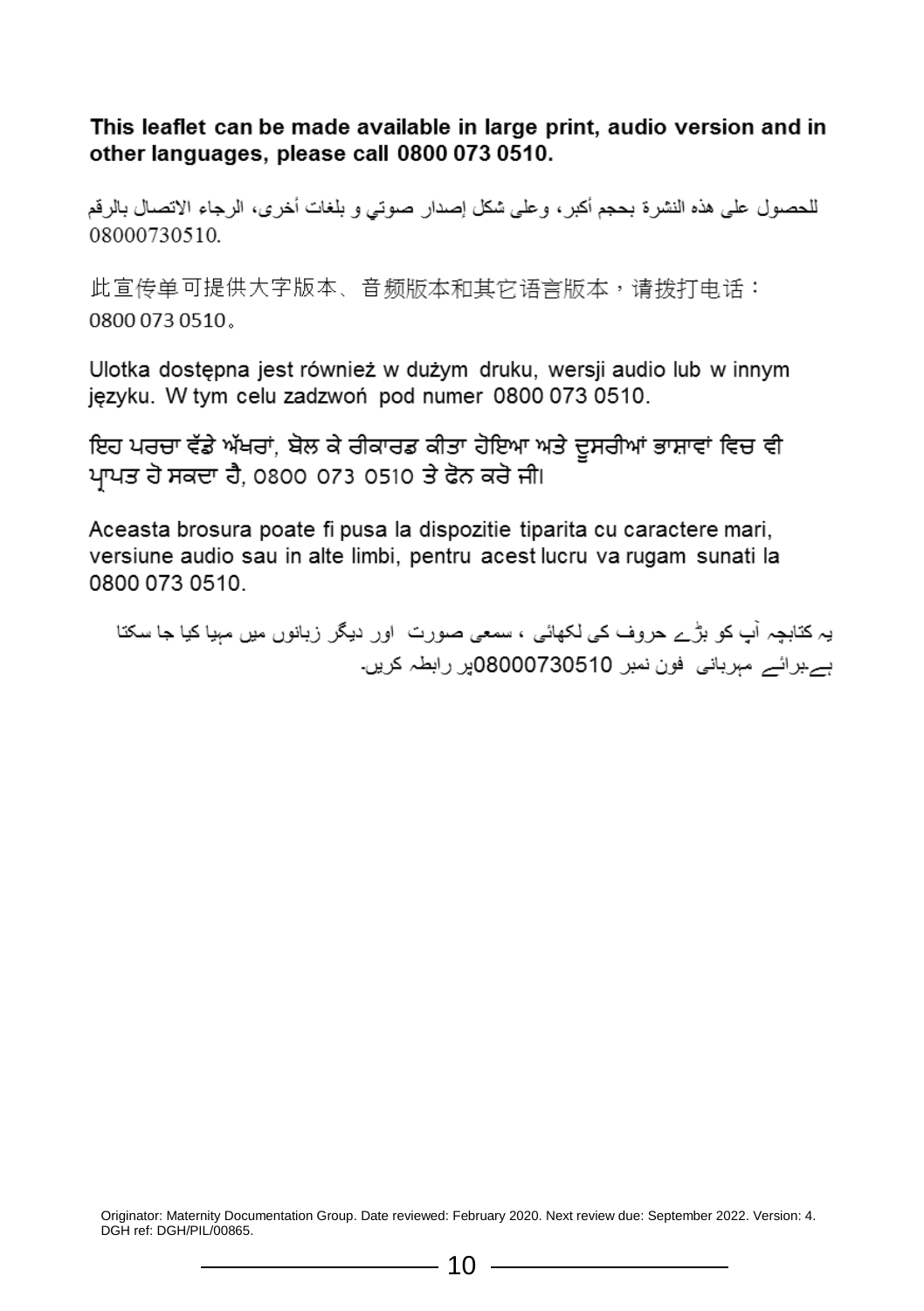**This leaflet can be made available in large print, audio version and in other languages, please call 0800 073 0510.**

للحصول على هذه النشرة بحجم أكبر، وعلى شكل إصدار صوتي و بلغات أخرى، الرجاء الاتصال بالرقم 08000730510.

此宣传单可提供大字版本、音频版本和其它语言版本，请拨打电话：0800 073 0510。

Ulotka dostępna jest również w dużym druku, wersji audio lub w innym języku. W tym celu zadzwoń pod numer 0800 073 0510.

ਇਹ ਪਰਚਾ ਵੱਡੇ ਅੱਖਰਾਂ, ਬੋਲ ਕੇ ਰੀਕਾਰਡ ਕੀਤਾ ਹੋਇਆ ਅਤੇ ਦੂਸਰੀਆਂ ਭਾਸ਼ਾਵਾਂ ਵਿਚ ਵੀ ਪ੍ਰਾਪਤ ਹੋ ਸਕਦਾ ਹੈ, 0800 073 0510 ਤੇ ਫੋਨ ਕਰੋ ਜੀ।

Aceasta brosura poate fi pusa la dispozitie tiparita cu caractere mari, versiune audio sau in alte limbi, pentru acest lucru va rugam sunati la 0800 073 0510.

یہ کتابچہ آپ کو بڑے حروف کی لکھائی ، سمعی صورت اور دیگر زبانوں میں مہیا کیا جا سکتا ہے-برائے مہربانی فون نمبر 08000730510پر رابطہ کریں۔

Originator: Maternity Documentation Group. Date reviewed: February 2020. Next review due: September 2022. Version: 4. DGH ref: DGH/PIL/00865.